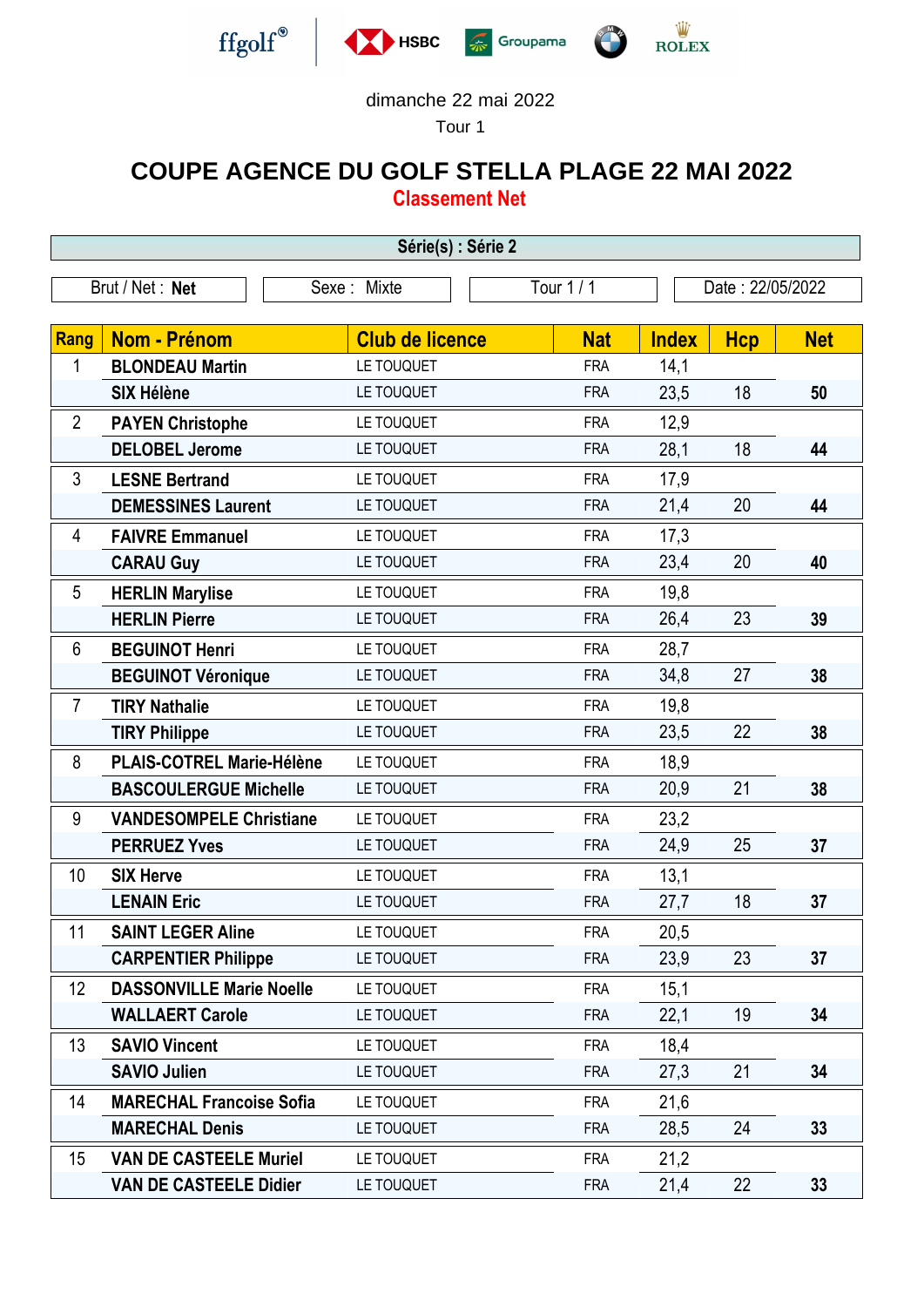ffgolf HSBC Groupama ROLEX

dimanche 22 mai 2022

Tour 1

# COUPE AGENCE DU GOLF STELLA PLAGE 22 MAI 2022

## Classement Net

**Série(s) : Série 2**

| Brut / Net : **Net** | Sexe : Mixte | Tour 1 / 1 | Date : 22/05/2022 |
|---|---|---|---|

| Rang | Nom - Prénom | Club de licence | Nat | Index | Hcp | Net |
|---|---|---|---|---|---|---|
| 1 | **BLONDEAU Martin** | LE TOUQUET | FRA | 14,1 | | |
| | **SIX Hélène** | LE TOUQUET | FRA | 23,5 | 18 | **50** |
| 2 | **PAYEN Christophe** | LE TOUQUET | FRA | 12,9 | | |
| | **DELOBEL Jerome** | LE TOUQUET | FRA | 28,1 | 18 | **44** |
| 3 | **LESNE Bertrand** | LE TOUQUET | FRA | 17,9 | | |
| | **DEMESSINES Laurent** | LE TOUQUET | FRA | 21,4 | 20 | **44** |
| 4 | **FAIVRE Emmanuel** | LE TOUQUET | FRA | 17,3 | | |
| | **CARAU Guy** | LE TOUQUET | FRA | 23,4 | 20 | **40** |
| 5 | **HERLIN Marylise** | LE TOUQUET | FRA | 19,8 | | |
| | **HERLIN Pierre** | LE TOUQUET | FRA | 26,4 | 23 | **39** |
| 6 | **BEGUINOT Henri** | LE TOUQUET | FRA | 28,7 | | |
| | **BEGUINOT Véronique** | LE TOUQUET | FRA | 34,8 | 27 | **38** |
| 7 | **TIRY Nathalie** | LE TOUQUET | FRA | 19,8 | | |
| | **TIRY Philippe** | LE TOUQUET | FRA | 23,5 | 22 | **38** |
| 8 | **PLAIS-COTREL Marie-Hélène** | LE TOUQUET | FRA | 18,9 | | |
| | **BASCOULERGUE Michelle** | LE TOUQUET | FRA | 20,9 | 21 | **38** |
| 9 | **VANDESOMPELE Christiane** | LE TOUQUET | FRA | 23,2 | | |
| | **PERRUEZ Yves** | LE TOUQUET | FRA | 24,9 | 25 | **37** |
| 10 | **SIX Herve** | LE TOUQUET | FRA | 13,1 | | |
| | **LENAIN Eric** | LE TOUQUET | FRA | 27,7 | 18 | **37** |
| 11 | **SAINT LEGER Aline** | LE TOUQUET | FRA | 20,5 | | |
| | **CARPENTIER Philippe** | LE TOUQUET | FRA | 23,9 | 23 | **37** |
| 12 | **DASSONVILLE Marie Noelle** | LE TOUQUET | FRA | 15,1 | | |
| | **WALLAERT Carole** | LE TOUQUET | FRA | 22,1 | 19 | **34** |
| 13 | **SAVIO Vincent** | LE TOUQUET | FRA | 18,4 | | |
| | **SAVIO Julien** | LE TOUQUET | FRA | 27,3 | 21 | **34** |
| 14 | **MARECHAL Francoise Sofia** | LE TOUQUET | FRA | 21,6 | | |
| | **MARECHAL Denis** | LE TOUQUET | FRA | 28,5 | 24 | **33** |
| 15 | **VAN DE CASTEELE Muriel** | LE TOUQUET | FRA | 21,2 | | |
| | **VAN DE CASTEELE Didier** | LE TOUQUET | FRA | 21,4 | 22 | **33** |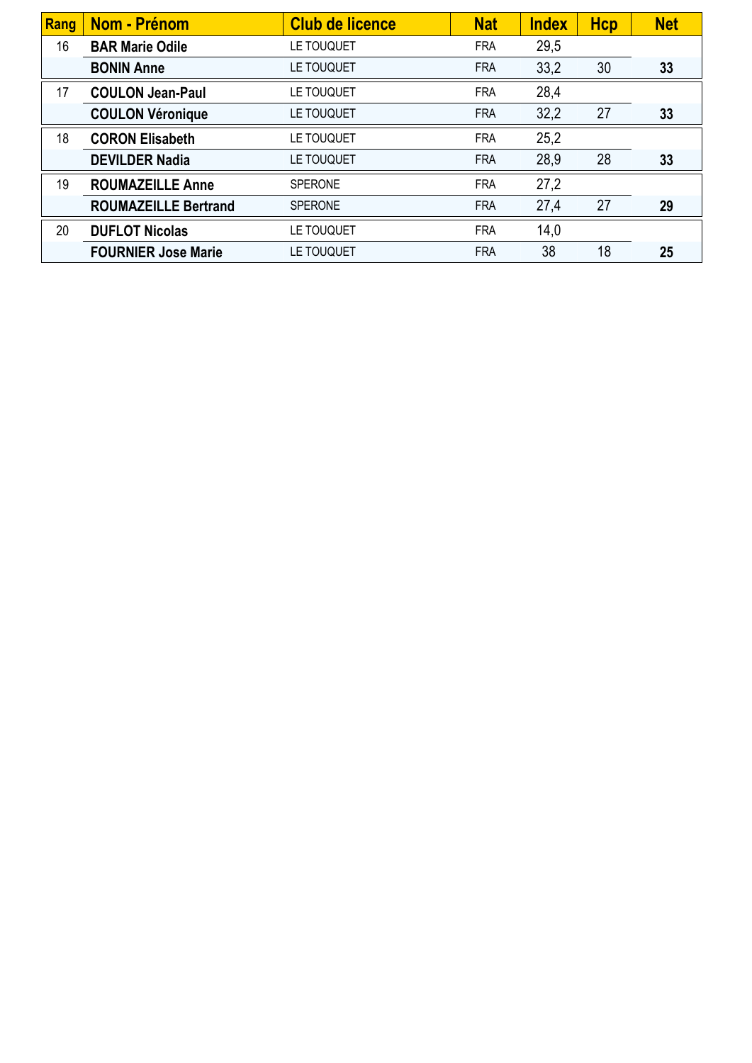| Rang | Nom - Prénom | Club de licence | Nat | Index | Hcp | Net |
|---|---|---|---|---|---|---|
| 16 | **BAR Marie Odile** | LE TOUQUET | FRA | 29,5 | | |
| | **BONIN Anne** | LE TOUQUET | FRA | 33,2 | 30 | **33** |
| 17 | **COULON Jean-Paul** | LE TOUQUET | FRA | 28,4 | | |
| | **COULON Véronique** | LE TOUQUET | FRA | 32,2 | 27 | **33** |
| 18 | **CORON Elisabeth** | LE TOUQUET | FRA | 25,2 | | |
| | **DEVILDER Nadia** | LE TOUQUET | FRA | 28,9 | 28 | **33** |
| 19 | **ROUMAZEILLE Anne** | SPERONE | FRA | 27,2 | | |
| | **ROUMAZEILLE Bertrand** | SPERONE | FRA | 27,4 | 27 | **29** |
| 20 | **DUFLOT Nicolas** | LE TOUQUET | FRA | 14,0 | | |
| | **FOURNIER Jose Marie** | LE TOUQUET | FRA | 38 | 18 | **25** |